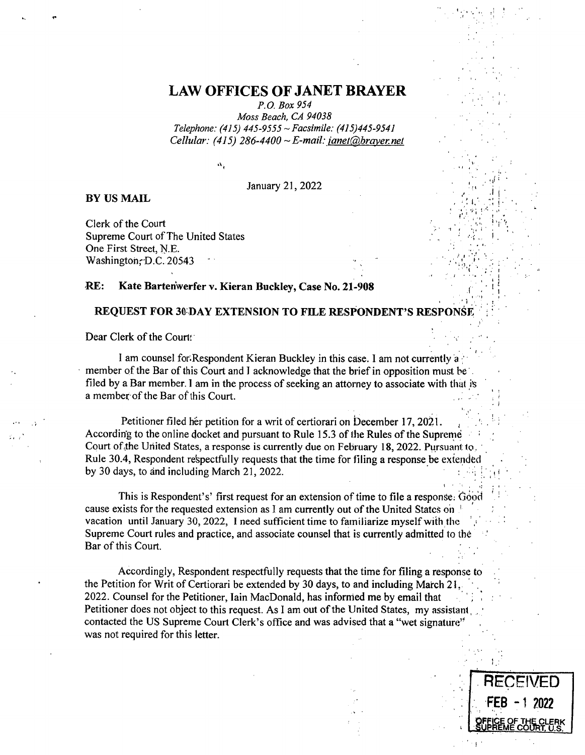# LAW OFFICES OF JANET BRAYER

*P.O. Box 954*
*Moss Beach, CA 94038*
*Telephone: (415) 445-9555 ~ Facsimile: (415)445-9541*
*Cellular: (415) 286-4400 ~ E-mail: janet@brayer.net*

January 21, 2022

**BY US MAIL**

Clerk of the Court
Supreme Court of The United States
One First Street, N.E.
Washington, D.C. 20543

**RE: Kate Bartenwerfer v. Kieran Buckley, Case No. 21-908**

**REQUEST FOR 30-DAY EXTENSION TO FILE RESPONDENT'S RESPONSE**

Dear Clerk of the Court:

I am counsel for Respondent Kieran Buckley in this case. I am not currently a member of the Bar of this Court and I acknowledge that the brief in opposition must be filed by a Bar member. I am in the process of seeking an attorney to associate with that is a member of the Bar of this Court.

Petitioner filed her petition for a writ of certiorari on December 17, 2021. According to the online docket and pursuant to Rule 15.3 of the Rules of the Supreme Court of the United States, a response is currently due on February 18, 2022. Pursuant to Rule 30.4, Respondent respectfully requests that the time for filing a response be extended by 30 days, to and including March 21, 2022.

This is Respondent's' first request for an extension of time to file a response. Good cause exists for the requested extension as I am currently out of the United States on vacation until January 30, 2022, I need sufficient time to familiarize myself with the Supreme Court rules and practice, and associate counsel that is currently admitted to the Bar of this Court.

Accordingly, Respondent respectfully requests that the time for filing a response to the Petition for Writ of Certiorari be extended by 30 days, to and including March 21, 2022. Counsel for the Petitioner, Iain MacDonald, has informed me by email that Petitioner does not object to this request. As I am out of the United States, my assistant contacted the US Supreme Court Clerk's office and was advised that a "wet signature" was not required for this letter.

RECEIVED
FEB - 1 2022
OFFICE OF THE CLERK
SUPREME COURT, U.S.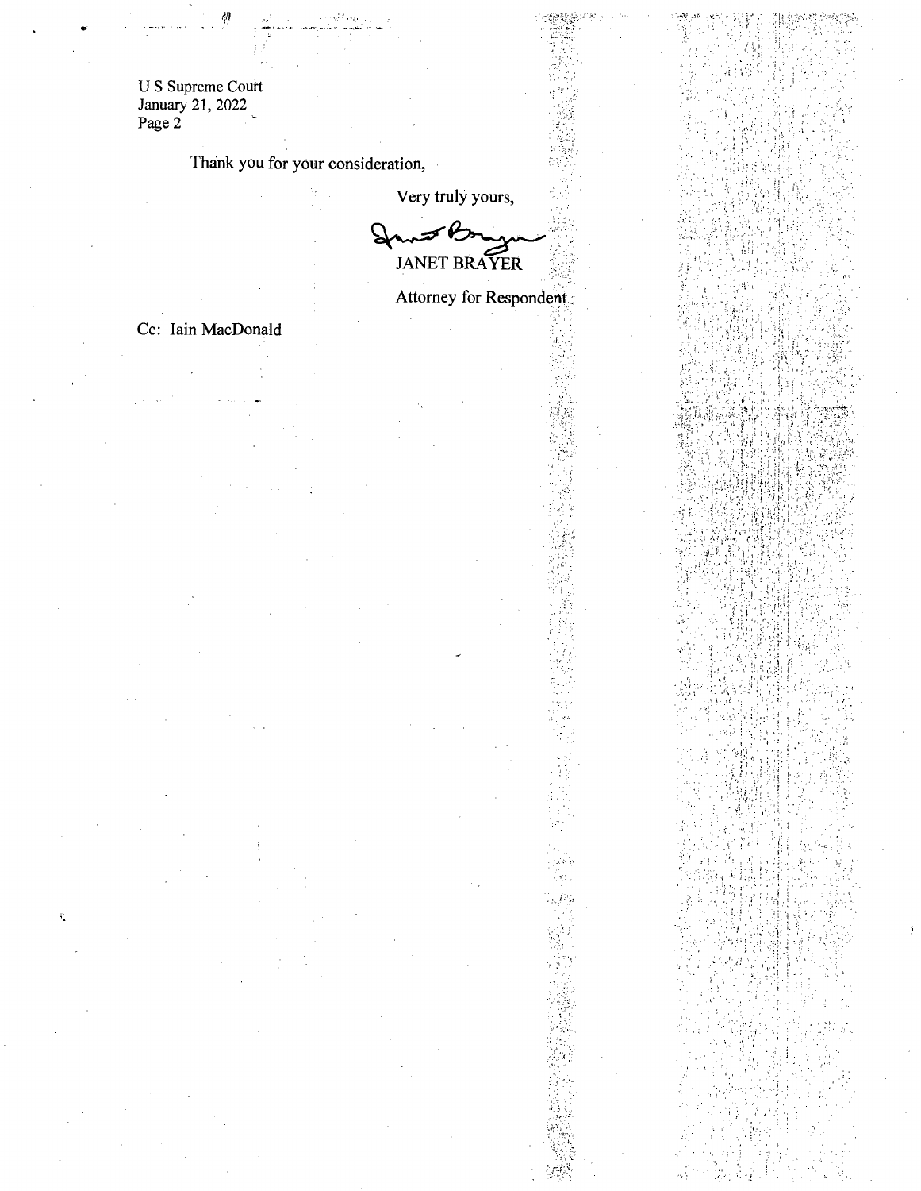U S Supreme Court
January 21, 2022

Thank you for your consideration,

Very truly yours,

JANET BRAYER

Attorney for Respondent

Cc: Iain MacDonald